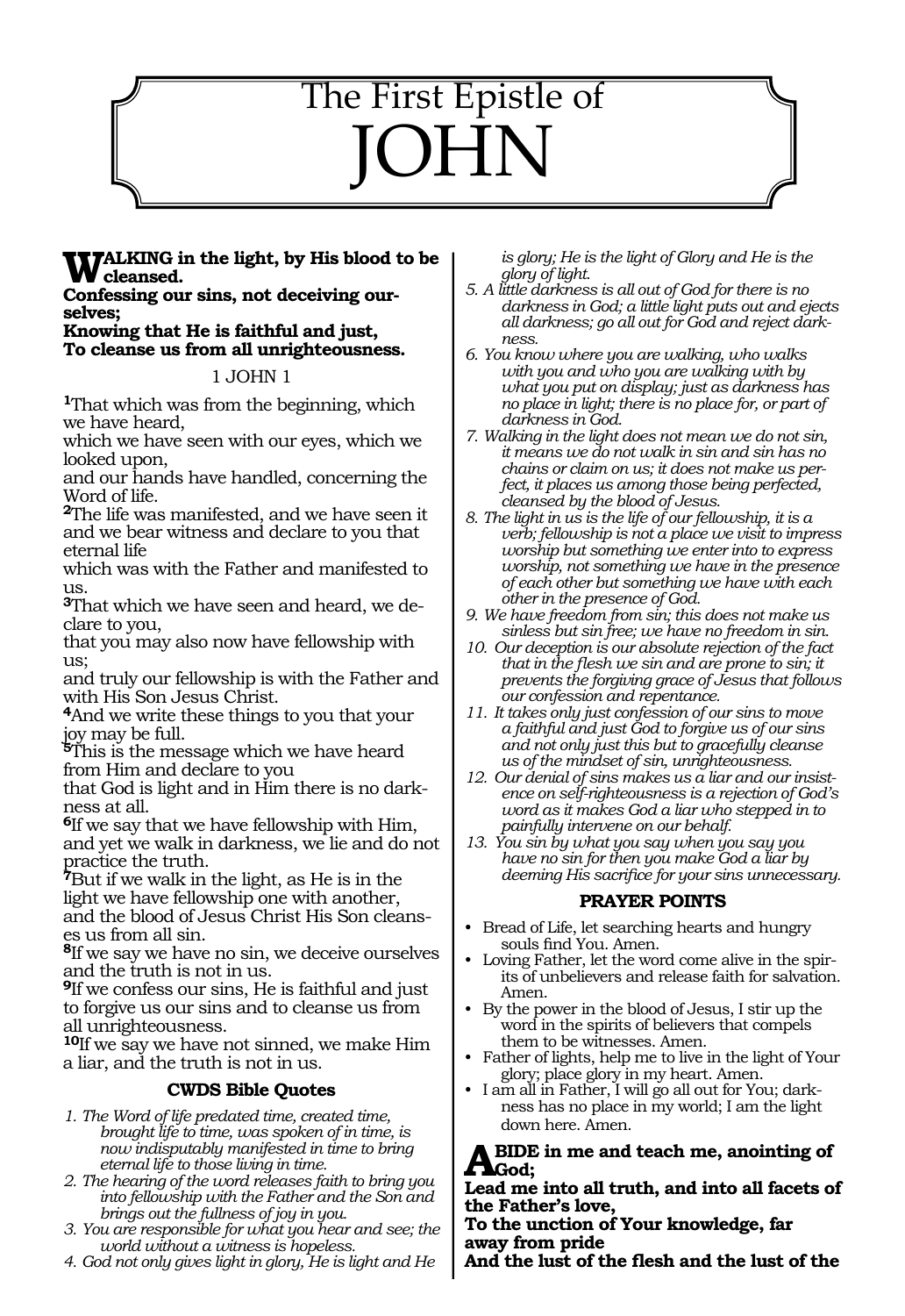# The First Epistle of JOHN

**WALKING in the light, by His blood to be cleansed.**
**Confessing our sins, not deceiving ourselves;**
**Knowing that He is faithful and just,**
**To cleanse us from all unrighteousness.**

1 JOHN 1

[1]That which was from the beginning, which we have heard,
which we have seen with our eyes, which we looked upon,
and our hands have handled, concerning the Word of life.
[2]The life was manifested, and we have seen it and we bear witness and declare to you that eternal life
which was with the Father and manifested to us.
[3]That which we have seen and heard, we declare to you,
that you may also now have fellowship with us;
and truly our fellowship is with the Father and with His Son Jesus Christ.
[4]And we write these things to you that your joy may be full.
[5]This is the message which we have heard from Him and declare to you
that God is light and in Him there is no darkness at all.
[6]If we say that we have fellowship with Him, and yet we walk in darkness, we lie and do not practice the truth.
[7]But if we walk in the light, as He is in the light we have fellowship one with another, and the blood of Jesus Christ His Son cleanses us from all sin.
[8]If we say we have no sin, we deceive ourselves and the truth is not in us.
[9]If we confess our sins, He is faithful and just to forgive us our sins and to cleanse us from all unrighteousness.
[10]If we say we have not sinned, we make Him a liar, and the truth is not in us.

### CWDS Bible Quotes

1. *The Word of life predated time, created time, brought life to time, was spoken of in time, is now indisputably manifested in time to bring eternal life to those living in time.*
2. *The hearing of the word releases faith to bring you into fellowship with the Father and the Son and brings out the fullness of joy in you.*
3. *You are responsible for what you hear and see; the world without a witness is hopeless.*
4. *God not only gives light in glory, He is light and He is glory; He is the light of Glory and He is the glory of light.*
5. *A little darkness is all out of God for there is no darkness in God; a little light puts out and ejects all darkness; go all out for God and reject darkness.*
6. *You know where you are walking, who walks with you and who you are walking with by what you put on display; just as darkness has no place in light; there is no place for, or part of darkness in God.*
7. *Walking in the light does not mean we do not sin, it means we do not walk in sin and sin has no chains or claim on us; it does not make us perfect, it places us among those being perfected, cleansed by the blood of Jesus.*
8. *The light in us is the life of our fellowship, it is a verb; fellowship is not a place we visit to impress worship but something we enter into to express worship, not something we have in the presence of each other but something we have with each other in the presence of God.*
9. *We have freedom from sin; this does not make us sinless but sin free; we have no freedom in sin.*
10. *Our deception is our absolute rejection of the fact that in the flesh we sin and are prone to sin; it prevents the forgiving grace of Jesus that follows our confession and repentance.*
11. *It takes only just confession of our sins to move a faithful and just God to forgive us of our sins and not only just this but to gracefully cleanse us of the mindset of sin, unrighteousness.*
12. *Our denial of sins makes us a liar and our insistence on self-righteousness is a rejection of God's word as it makes God a liar who stepped in to painfully intervene on our behalf.*
13. *You sin by what you say when you say you have no sin for then you make God a liar by deeming His sacrifice for your sins unnecessary.*

### PRAYER POINTS

- Bread of Life, let searching hearts and hungry souls find You. Amen.
- Loving Father, let the word come alive in the spirits of unbelievers and release faith for salvation. Amen.
- By the power in the blood of Jesus, I stir up the word in the spirits of believers that compels them to be witnesses. Amen.
- Father of lights, help me to live in the light of Your glory; place glory in my heart. Amen.
- I am all in Father, I will go all out for You; darkness has no place in my world; I am the light down here. Amen.

**ABIDE in me and teach me, anointing of God;**
**Lead me into all truth, and into all facets of the Father's love,**
**To the unction of Your knowledge, far away from pride**
**And the lust of the flesh and the lust of the**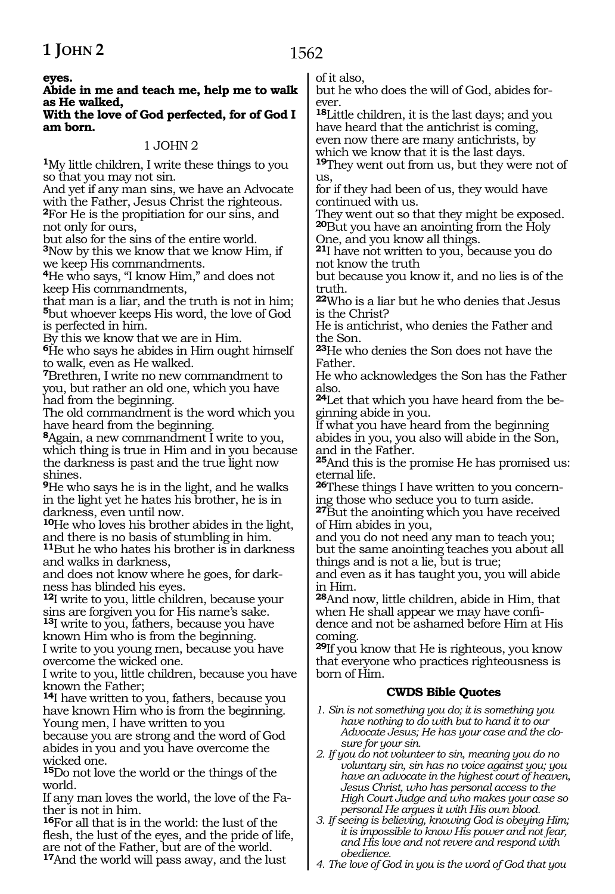**eyes.**
**Abide in me and teach me, help me to walk as He walked,**
**With the love of God perfected, for of God I am born.**

## 1 JOHN 2

[1]My little children, I write these things to you so that you may not sin.
And yet if any man sins, we have an Advocate with the Father, Jesus Christ the righteous.
[2]For He is the propitiation for our sins, and not only for ours,
but also for the sins of the entire world.
[3]Now by this we know that we know Him, if we keep His commandments.
[4]He who says, "I know Him," and does not keep His commandments,
that man is a liar, and the truth is not in him; [5]but whoever keeps His word, the love of God is perfected in him.
By this we know that we are in Him.
[6]He who says he abides in Him ought himself to walk, even as He walked.
[7]Brethren, I write no new commandment to you, but rather an old one, which you have had from the beginning.
The old commandment is the word which you have heard from the beginning.
[8]Again, a new commandment I write to you, which thing is true in Him and in you because the darkness is past and the true light now shines.
[9]He who says he is in the light, and he walks in the light yet he hates his brother, he is in darkness, even until now.
[10]He who loves his brother abides in the light, and there is no basis of stumbling in him.
[11]But he who hates his brother is in darkness and walks in darkness,
and does not know where he goes, for darkness has blinded his eyes.
[12]I write to you, little children, because your sins are forgiven you for His name's sake.
[13]I write to you, fathers, because you have known Him who is from the beginning.
I write to you young men, because you have overcome the wicked one.
I write to you, little children, because you have known the Father;
[14]I have written to you, fathers, because you have known Him who is from the beginning.
Young men, I have written to you
because you are strong and the word of God abides in you and you have overcome the wicked one.
[15]Do not love the world or the things of the world.
If any man loves the world, the love of the Father is not in him.
[16]For all that is in the world: the lust of the flesh, the lust of the eyes, and the pride of life, are not of the Father, but are of the world.
[17]And the world will pass away, and the lust of it also,
but he who does the will of God, abides forever.
[18]Little children, it is the last days; and you have heard that the antichrist is coming,
even now there are many antichrists, by which we know that it is the last days.
[19]They went out from us, but they were not of us,
for if they had been of us, they would have continued with us.
They went out so that they might be exposed.
[20]But you have an anointing from the Holy One, and you know all things.
[21]I have not written to you, because you do not know the truth
but because you know it, and no lies is of the truth.
[22]Who is a liar but he who denies that Jesus is the Christ?
He is antichrist, who denies the Father and the Son.
[23]He who denies the Son does not have the Father.
He who acknowledges the Son has the Father also.
[24]Let that which you have heard from the beginning abide in you.
If what you have heard from the beginning abides in you, you also will abide in the Son, and in the Father.
[25]And this is the promise He has promised us: eternal life.
[26]These things I have written to you concerning those who seduce you to turn aside.
[27]But the anointing which you have received of Him abides in you,
and you do not need any man to teach you;
but the same anointing teaches you about all things and is not a lie, but is true;
and even as it has taught you, you will abide in Him.
[28]And now, little children, abide in Him, that when He shall appear we may have confidence and not be ashamed before Him at His coming.
[29]If you know that He is righteous, you know that everyone who practices righteousness is born of Him.

### CWDS Bible Quotes

1. *Sin is not something you do; it is something you have nothing to do with but to hand it to our Advocate Jesus; He has your case and the closure for your sin.*
2. *If you do not volunteer to sin, meaning you do no voluntary sin, sin has no voice against you; you have an advocate in the highest court of heaven, Jesus Christ, who has personal access to the High Court Judge and who makes your case so personal He argues it with His own blood.*
3. *If seeing is believing, knowing God is obeying Him; it is impossible to know His power and not fear, and His love and not revere and respond with obedience.*
4. *The love of God in you is the word of God that you*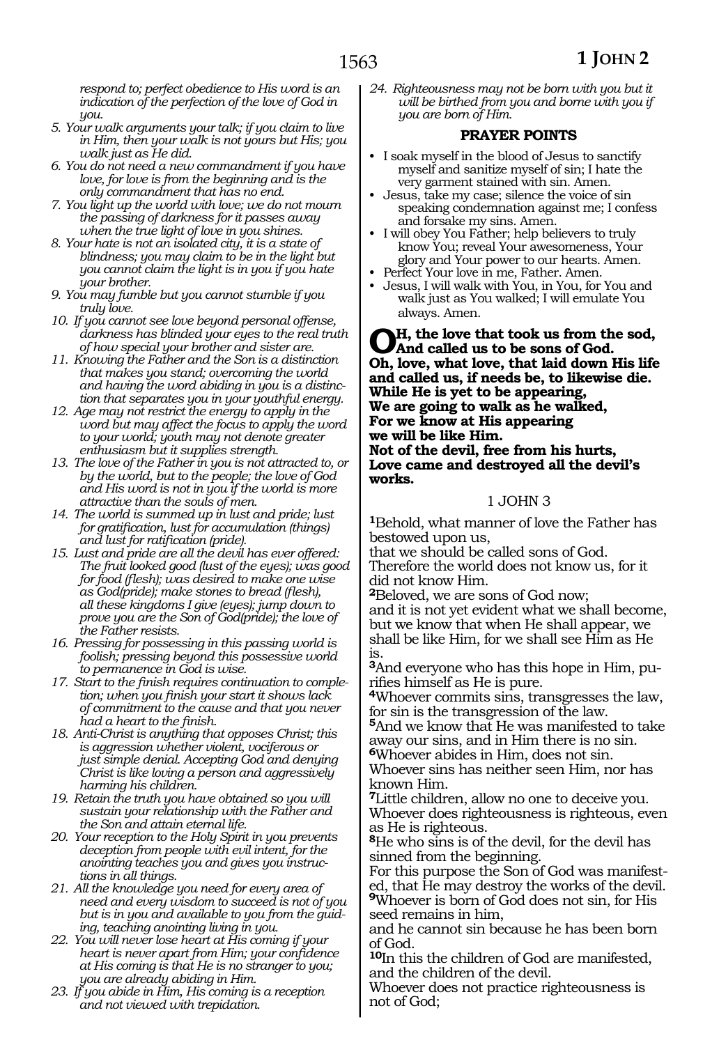*respond to; perfect obedience to His word is an indication of the perfection of the love of God in you.*

5. *Your walk arguments your talk; if you claim to live in Him, then your walk is not yours but His; you walk just as He did.*
6. *You do not need a new commandment if you have love, for love is from the beginning and is the only commandment that has no end.*
7. *You light up the world with love; we do not mourn the passing of darkness for it passes away when the true light of love in you shines.*
8. *Your hate is not an isolated city, it is a state of blindness; you may claim to be in the light but you cannot claim the light is in you if you hate your brother.*
9. *You may fumble but you cannot stumble if you truly love.*
10. *If you cannot see love beyond personal offense, darkness has blinded your eyes to the real truth of how special your brother and sister are.*
11. *Knowing the Father and the Son is a distinction that makes you stand; overcoming the world and having the word abiding in you is a distinction that separates you in your youthful energy.*
12. *Age may not restrict the energy to apply in the word but may affect the focus to apply the word to your world; youth may not denote greater enthusiasm but it supplies strength.*
13. *The love of the Father in you is not attracted to, or by the world, but to the people; the love of God and His word is not in you if the world is more attractive than the souls of men.*
14. *The world is summed up in lust and pride; lust for gratification, lust for accumulation (things) and lust for ratification (pride).*
15. *Lust and pride are all the devil has ever offered: The fruit looked good (lust of the eyes); was good for food (flesh); was desired to make one wise as God(pride); make stones to bread (flesh), all these kingdoms I give (eyes); jump down to prove you are the Son of God(pride); the love of the Father resists.*
16. *Pressing for possessing in this passing world is foolish; pressing beyond this possessive world to permanence in God is wise.*
17. *Start to the finish requires continuation to completion; when you finish your start it shows lack of commitment to the cause and that you never had a heart to the finish.*
18. *Anti-Christ is anything that opposes Christ; this is aggression whether violent, vociferous or just simple denial. Accepting God and denying Christ is like loving a person and aggressively harming his children.*
19. *Retain the truth you have obtained so you will sustain your relationship with the Father and the Son and attain eternal life.*
20. *Your reception to the Holy Spirit in you prevents deception from people with evil intent, for the anointing teaches you and gives you instructions in all things.*
21. *All the knowledge you need for every area of need and every wisdom to succeed is not of you but is in you and available to you from the guiding, teaching anointing living in you.*
22. *You will never lose heart at His coming if your heart is never apart from Him; your confidence at His coming is that He is no stranger to you; you are already abiding in Him.*
23. *If you abide in Him, His coming is a reception and not viewed with trepidation.*
24. *Righteousness may not be born with you but it will be birthed from you and borne with you if you are born of Him.*

## PRAYER POINTS

- I soak myself in the blood of Jesus to sanctify myself and sanitize myself of sin; I hate the very garment stained with sin. Amen.
- Jesus, take my case; silence the voice of sin speaking condemnation against me; I confess and forsake my sins. Amen.
- I will obey You Father; help believers to truly know You; reveal Your awesomeness, Your glory and Your power to our hearts. Amen.
- Perfect Your love in me, Father. Amen.
- Jesus, I will walk with You, in You, for You and walk just as You walked; I will emulate You always. Amen.

**OH, the love that took us from the sod,**
**And called us to be sons of God.**
**Oh, love, what love, that laid down His life**
**and called us, if needs be, to likewise die.**
**While He is yet to be appearing,**
**We are going to walk as he walked,**
**For we know at His appearing**
**we will be like Him.**
**Not of the devil, free from his hurts,**
**Love came and destroyed all the devil's works.**

## 1 JOHN 3

**1**Behold, what manner of love the Father has bestowed upon us,
that we should be called sons of God.
Therefore the world does not know us, for it did not know Him.
**2**Beloved, we are sons of God now;
and it is not yet evident what we shall become, but we know that when He shall appear, we shall be like Him, for we shall see Him as He is.
**3**And everyone who has this hope in Him, purifies himself as He is pure.
**4**Whoever commits sins, transgresses the law, for sin is the transgression of the law.
**5**And we know that He was manifested to take away our sins, and in Him there is no sin.
**6**Whoever abides in Him, does not sin.
Whoever sins has neither seen Him, nor has known Him.
**7**Little children, allow no one to deceive you.
Whoever does righteousness is righteous, even as He is righteous.
**8**He who sins is of the devil, for the devil has sinned from the beginning.
For this purpose the Son of God was manifested, that He may destroy the works of the devil.
**9**Whoever is born of God does not sin, for His seed remains in him,
and he cannot sin because he has been born of God.
**10**In this the children of God are manifested, and the children of the devil.
Whoever does not practice righteousness is not of God;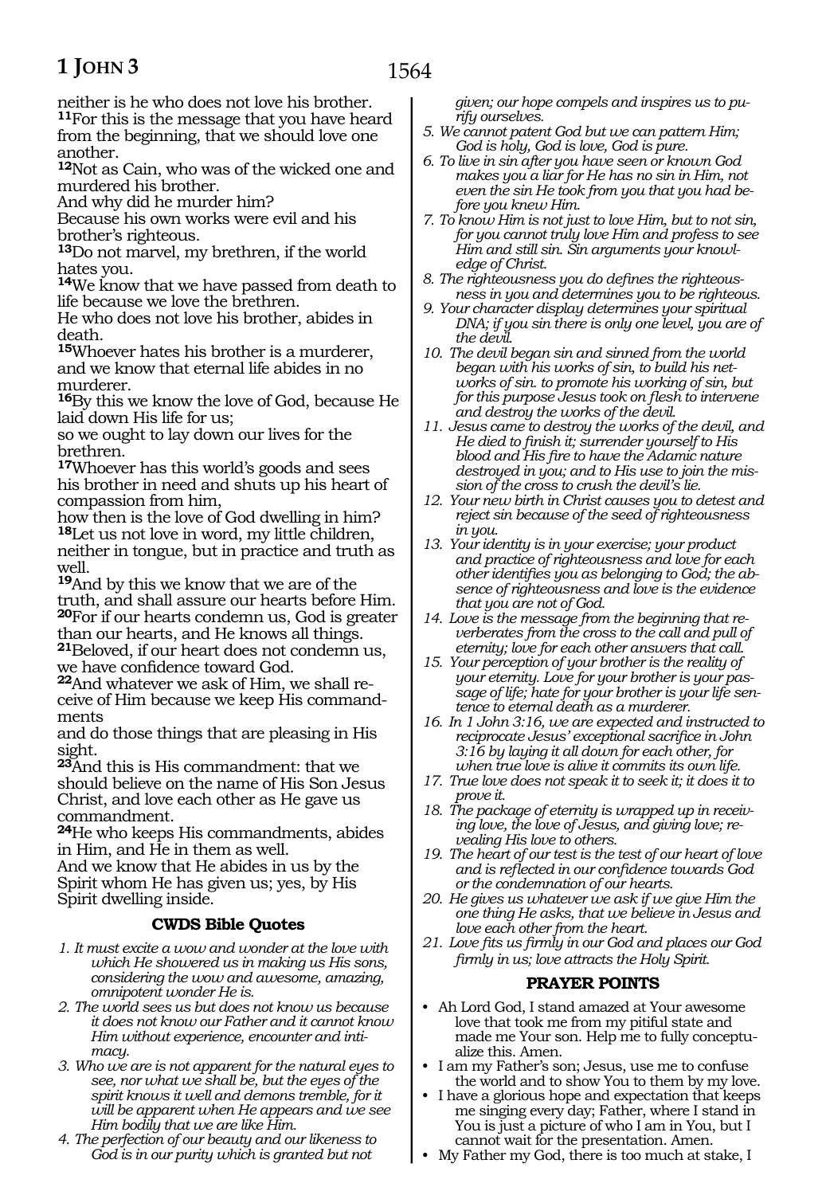neither is he who does not love his brother. **11**For this is the message that you have heard from the beginning, that we should love one another.

**12**Not as Cain, who was of the wicked one and murdered his brother.
And why did he murder him?
Because his own works were evil and his brother's righteous.

**13**Do not marvel, my brethren, if the world hates you.

**14**We know that we have passed from death to life because we love the brethren.
He who does not love his brother, abides in death.

**15**Whoever hates his brother is a murderer, and we know that eternal life abides in no murderer.

**16**By this we know the love of God, because He laid down His life for us;
so we ought to lay down our lives for the brethren.

**17**Whoever has this world's goods and sees his brother in need and shuts up his heart of compassion from him,
how then is the love of God dwelling in him?

**18**Let us not love in word, my little children, neither in tongue, but in practice and truth as well.

**19**And by this we know that we are of the truth, and shall assure our hearts before Him.

**20**For if our hearts condemn us, God is greater than our hearts, and He knows all things.

**21**Beloved, if our heart does not condemn us, we have confidence toward God.

**22**And whatever we ask of Him, we shall receive of Him because we keep His commandments
and do those things that are pleasing in His sight.

**23**And this is His commandment: that we should believe on the name of His Son Jesus Christ, and love each other as He gave us commandment.

**24**He who keeps His commandments, abides in Him, and He in them as well.
And we know that He abides in us by the Spirit whom He has given us; yes, by His Spirit dwelling inside.

### CWDS Bible Quotes

1. *It must excite a wow and wonder at the love with which He showered us in making us His sons, considering the wow and awesome, amazing, omnipotent wonder He is.*
2. *The world sees us but does not know us because it does not know our Father and it cannot know Him without experience, encounter and intimacy.*
3. *Who we are is not apparent for the natural eyes to see, nor what we shall be, but the eyes of the spirit knows it well and demons tremble, for it will be apparent when He appears and we see Him bodily that we are like Him.*
4. *The perfection of our beauty and our likeness to God is in our purity which is granted but not given; our hope compels and inspires us to purify ourselves.*
5. *We cannot patent God but we can pattern Him; God is holy, God is love, God is pure.*
6. *To live in sin after you have seen or known God makes you a liar for He has no sin in Him, not even the sin He took from you that you had before you knew Him.*
7. *To know Him is not just to love Him, but to not sin, for you cannot truly love Him and profess to see Him and still sin. Sin arguments your knowledge of Christ.*
8. *The righteousness you do defines the righteousness in you and determines you to be righteous.*
9. *Your character display determines your spiritual DNA; if you sin there is only one level, you are of the devil.*
10. *The devil began sin and sinned from the world began with his works of sin, to build his networks of sin. to promote his working of sin, but for this purpose Jesus took on flesh to intervene and destroy the works of the devil.*
11. *Jesus came to destroy the works of the devil, and He died to finish it; surrender yourself to His blood and His fire to have the Adamic nature destroyed in you; and to His use to join the mission of the cross to crush the devil's lie.*
12. *Your new birth in Christ causes you to detest and reject sin because of the seed of righteousness in you.*
13. *Your identity is in your exercise; your product and practice of righteousness and love for each other identifies you as belonging to God; the absence of righteousness and love is the evidence that you are not of God.*
14. *Love is the message from the beginning that reverberates from the cross to the call and pull of eternity; love for each other answers that call.*
15. *Your perception of your brother is the reality of your eternity. Love for your brother is your passage of life; hate for your brother is your life sentence to eternal death as a murderer.*
16. *In 1 John 3:16, we are expected and instructed to reciprocate Jesus' exceptional sacrifice in John 3:16 by laying it all down for each other, for when true love is alive it commits its own life.*
17. *True love does not speak it to seek it; it does it to prove it.*
18. *The package of eternity is wrapped up in receiving love, the love of Jesus, and giving love; revealing His love to others.*
19. *The heart of our test is the test of our heart of love and is reflected in our confidence towards God or the condemnation of our hearts.*
20. *He gives us whatever we ask if we give Him the one thing He asks, that we believe in Jesus and love each other from the heart.*
21. *Love fits us firmly in our God and places our God firmly in us; love attracts the Holy Spirit.*

### PRAYER POINTS

- Ah Lord God, I stand amazed at Your awesome love that took me from my pitiful state and made me Your son. Help me to fully conceptualize this. Amen.
- I am my Father's son; Jesus, use me to confuse the world and to show You to them by my love.
- I have a glorious hope and expectation that keeps me singing every day; Father, where I stand in You is just a picture of who I am in You, but I cannot wait for the presentation. Amen.
- My Father my God, there is too much at stake, I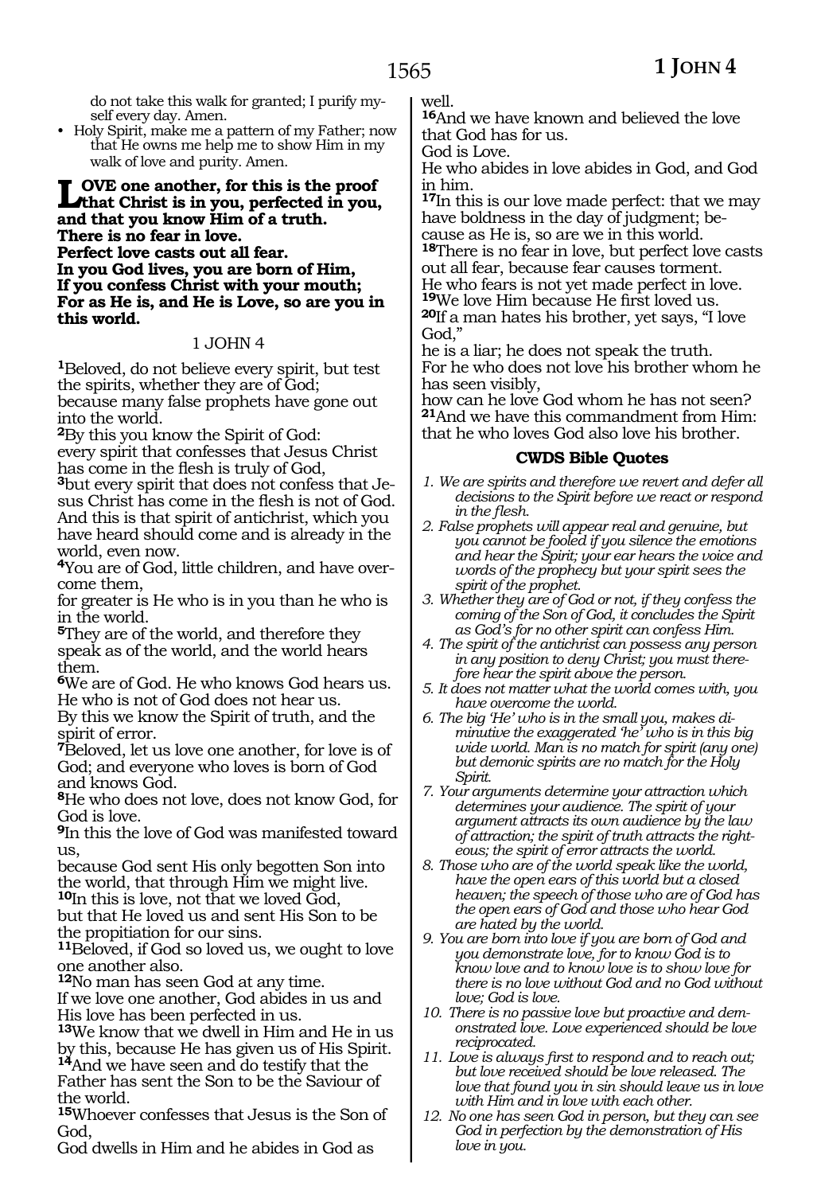do not take this walk for granted; I purify myself every day. Amen.

- Holy Spirit, make me a pattern of my Father; now that He owns me help me to show Him in my walk of love and purity. Amen.

**LOVE one another, for this is the proof that Christ is in you, perfected in you, and that you know Him of a truth.**
**There is no fear in love.**
**Perfect love casts out all fear.**
**In you God lives, you are born of Him,**
**If you confess Christ with your mouth;**
**For as He is, and He is Love, so are you in this world.**

1 JOHN 4

[1]Beloved, do not believe every spirit, but test the spirits, whether they are of God;
because many false prophets have gone out into the world.
[2]By this you know the Spirit of God:
every spirit that confesses that Jesus Christ has come in the flesh is truly of God,
[3]but every spirit that does not confess that Jesus Christ has come in the flesh is not of God.
And this is that spirit of antichrist, which you have heard should come and is already in the world, even now.
[4]You are of God, little children, and have overcome them,
for greater is He who is in you than he who is in the world.
[5]They are of the world, and therefore they speak as of the world, and the world hears them.
[6]We are of God. He who knows God hears us.
He who is not of God does not hear us.
By this we know the Spirit of truth, and the spirit of error.
[7]Beloved, let us love one another, for love is of God; and everyone who loves is born of God and knows God.
[8]He who does not love, does not know God, for God is love.
[9]In this the love of God was manifested toward us,
because God sent His only begotten Son into the world, that through Him we might live.
[10]In this is love, not that we loved God,
but that He loved us and sent His Son to be the propitiation for our sins.
[11]Beloved, if God so loved us, we ought to love one another also.
[12]No man has seen God at any time.
If we love one another, God abides in us and His love has been perfected in us.
[13]We know that we dwell in Him and He in us by this, because He has given us of His Spirit.
[14]And we have seen and do testify that the Father has sent the Son to be the Saviour of the world.
[15]Whoever confesses that Jesus is the Son of God,
God dwells in Him and he abides in God as well.
[16]And we have known and believed the love that God has for us.
God is Love.
He who abides in love abides in God, and God in him.
[17]In this is our love made perfect: that we may have boldness in the day of judgment; because as He is, so are we in this world.
[18]There is no fear in love, but perfect love casts out all fear, because fear causes torment.
He who fears is not yet made perfect in love.
[19]We love Him because He first loved us.
[20]If a man hates his brother, yet says, "I love God,"
he is a liar; he does not speak the truth.
For he who does not love his brother whom he has seen visibly,
how can he love God whom he has not seen?
[21]And we have this commandment from Him: that he who loves God also love his brother.

### CWDS Bible Quotes

1. *We are spirits and therefore we revert and defer all decisions to the Spirit before we react or respond in the flesh.*
2. *False prophets will appear real and genuine, but you cannot be fooled if you silence the emotions and hear the Spirit; your ear hears the voice and words of the prophecy but your spirit sees the spirit of the prophet.*
3. *Whether they are of God or not, if they confess the coming of the Son of God, it concludes the Spirit as God's for no other spirit can confess Him.*
4. *The spirit of the antichrist can possess any person in any position to deny Christ; you must therefore hear the spirit above the person.*
5. *It does not matter what the world comes with, you have overcome the world.*
6. *The big 'He' who is in the small you, makes diminutive the exaggerated 'he' who is in this big wide world. Man is no match for spirit (any one) but demonic spirits are no match for the Holy Spirit.*
7. *Your arguments determine your attraction which determines your audience. The spirit of your argument attracts its own audience by the law of attraction; the spirit of truth attracts the righteous; the spirit of error attracts the world.*
8. *Those who are of the world speak like the world, have the open ears of this world but a closed heaven; the speech of those who are of God has the open ears of God and those who hear God are hated by the world.*
9. *You are born into love if you are born of God and you demonstrate love, for to know God is to know love and to know love is to show love for there is no love without God and no God without love; God is love.*
10. *There is no passive love but proactive and demonstrated love. Love experienced should be love reciprocated.*
11. *Love is always first to respond and to reach out; but love received should be love released. The love that found you in sin should leave us in love with Him and in love with each other.*
12. *No one has seen God in person, but they can see God in perfection by the demonstration of His love in you.*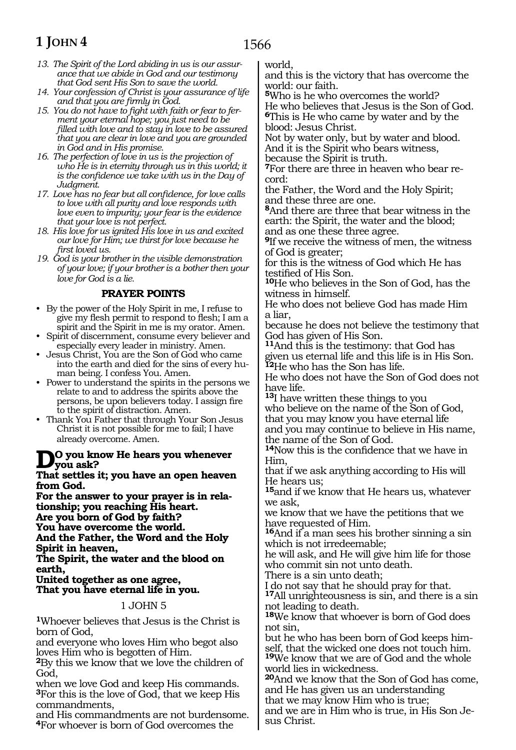*13. The Spirit of the Lord abiding in us is our assurance that we abide in God and our testimony that God sent His Son to save the world.*
*14. Your confession of Christ is your assurance of life and that you are firmly in God.*
*15. You do not have to fight with faith or fear to ferment your eternal hope; you just need to be filled with love and to stay in love to be assured that you are clear in love and you are grounded in God and in His promise.*
*16. The perfection of love in us is the projection of who He is in eternity through us in this world; it is the confidence we take with us in the Day of Judgment.*
*17. Love has no fear but all confidence, for love calls to love with all purity and love responds with love even to impurity; your fear is the evidence that your love is not perfect.*
*18. His love for us ignited His love in us and excited our love for Him; we thirst for love because he first loved us.*
*19. God is your brother in the visible demonstration of your love; if your brother is a bother then your love for God is a lie.*

### PRAYER POINTS

- By the power of the Holy Spirit in me, I refuse to give my flesh permit to respond to flesh; I am a spirit and the Spirit in me is my orator. Amen.
- Spirit of discernment, consume every believer and especially every leader in ministry. Amen.
- Jesus Christ, You are the Son of God who came into the earth and died for the sins of every human being. I confess You. Amen.
- Power to understand the spirits in the persons we relate to and to address the spirits above the persons, be upon believers today. I assign fire to the spirit of distraction. Amen.
- Thank You Father that through Your Son Jesus Christ it is not possible for me to fail; I have already overcome. Amen.

**Do you know He hears you whenever you ask?**
**That settles it; you have an open heaven from God.**
**For the answer to your prayer is in relationship; you reaching His heart.**
**Are you born of God by faith?**
**You have overcome the world.**
**And the Father, the Word and the Holy Spirit in heaven,**
**The Spirit, the water and the blood on earth,**
**United together as one agree,**
**That you have eternal life in you.**

## 1 JOHN 5

**1**Whoever believes that Jesus is the Christ is born of God,
and everyone who loves Him who begot also loves Him who is begotten of Him.
**2**By this we know that we love the children of God,
when we love God and keep His commands.
**3**For this is the love of God, that we keep His commandments,
and His commandments are not burdensome.
**4**For whoever is born of God overcomes the world,
and this is the victory that has overcome the world: our faith.
**5**Who is he who overcomes the world?
He who believes that Jesus is the Son of God.
**6**This is He who came by water and by the blood: Jesus Christ.
Not by water only, but by water and blood.
And it is the Spirit who bears witness,
because the Spirit is truth.
**7**For there are three in heaven who bear record:
the Father, the Word and the Holy Spirit;
and these three are one.
**8**And there are three that bear witness in the earth: the Spirit, the water and the blood;
and as one these three agree.
**9**If we receive the witness of men, the witness of God is greater;
for this is the witness of God which He has testified of His Son.
**10**He who believes in the Son of God, has the witness in himself.
He who does not believe God has made Him a liar,
because he does not believe the testimony that God has given of His Son.
**11**And this is the testimony: that God has given us eternal life and this life is in His Son.
**12**He who has the Son has life.
He who does not have the Son of God does not have life.
**13**I have written these things to you
who believe on the name of the Son of God,
that you may know you have eternal life
and you may continue to believe in His name,
the name of the Son of God.
**14**Now this is the confidence that we have in Him,
that if we ask anything according to His will
He hears us;
**15**and if we know that He hears us, whatever we ask,
we know that we have the petitions that we have requested of Him.
**16**And if a man sees his brother sinning a sin which is not irredeemable;
he will ask, and He will give him life for those who commit sin not unto death.
There is a sin unto death;
I do not say that he should pray for that.
**17**All unrighteousness is sin, and there is a sin not leading to death.
**18**We know that whoever is born of God does not sin,
but he who has been born of God keeps himself, that the wicked one does not touch him.
**19**We know that we are of God and the whole world lies in wickedness.
**20**And we know that the Son of God has come,
and He has given us an understanding
that we may know Him who is true;
and we are in Him who is true, in His Son Jesus Christ.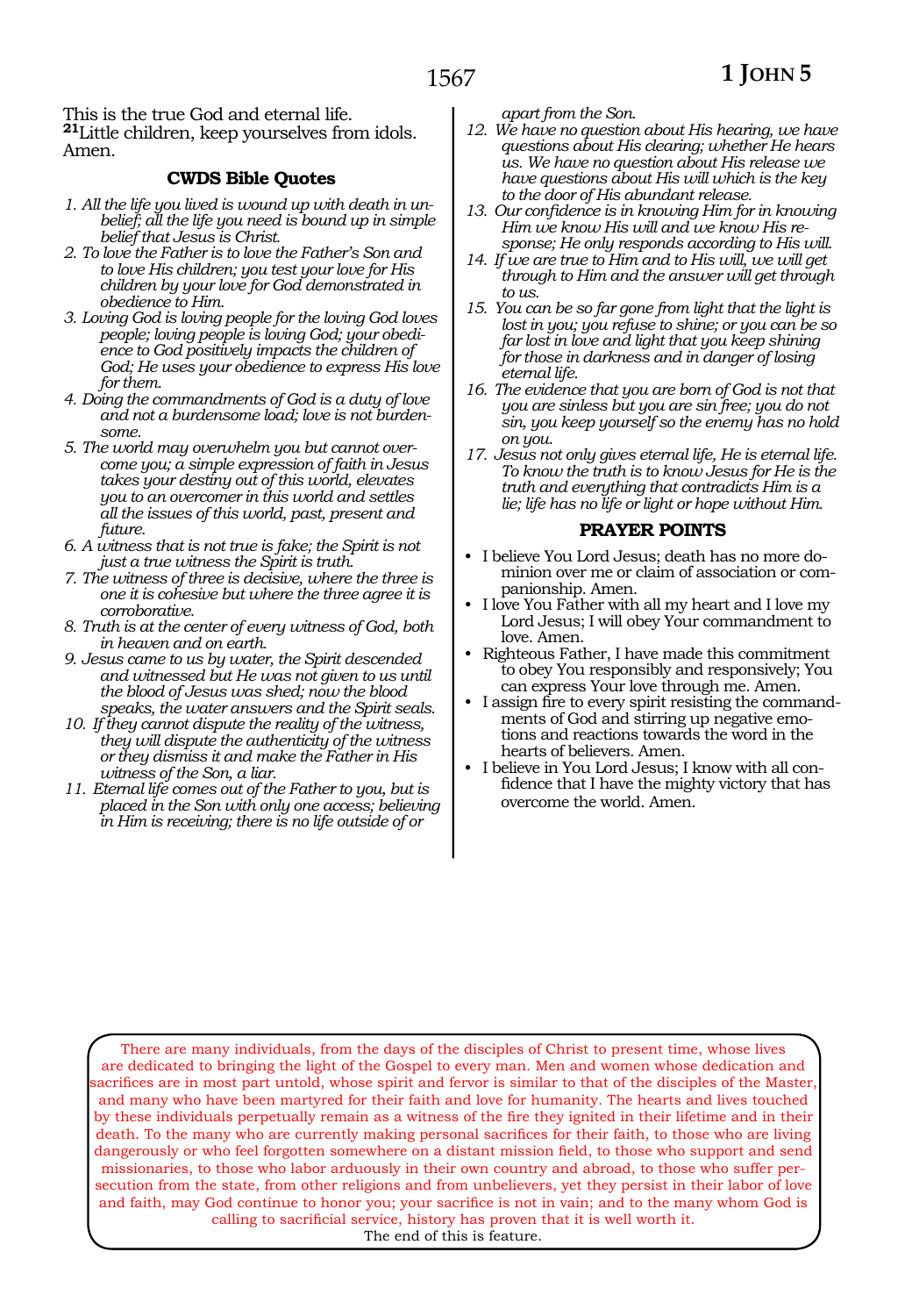This is the true God and eternal life.
[21]Little children, keep yourselves from idols. Amen.

### CWDS Bible Quotes

1. *All the life you lived is wound up with death in unbelief; all the life you need is bound up in simple belief that Jesus is Christ.*
2. *To love the Father is to love the Father's Son and to love His children; you test your love for His children by your love for God demonstrated in obedience to Him.*
3. *Loving God is loving people for the loving God loves people; loving people is loving God; your obedience to God positively impacts the children of God; He uses your obedience to express His love for them.*
4. *Doing the commandments of God is a duty of love and not a burdensome load; love is not burdensome.*
5. *The world may overwhelm you but cannot overcome you; a simple expression of faith in Jesus takes your destiny out of this world, elevates you to an overcomer in this world and settles all the issues of this world, past, present and future.*
6. *A witness that is not true is fake; the Spirit is not just a true witness the Spirit is truth.*
7. *The witness of three is decisive, where the three is one it is cohesive but where the three agree it is corroborative.*
8. *Truth is at the center of every witness of God, both in heaven and on earth.*
9. *Jesus came to us by water, the Spirit descended and witnessed but He was not given to us until the blood of Jesus was shed; now the blood speaks, the water answers and the Spirit seals.*
10. *If they cannot dispute the reality of the witness, they will dispute the authenticity of the witness or they dismiss it and make the Father in His witness of the Son, a liar.*
11. *Eternal life comes out of the Father to you, but is placed in the Son with only one access; believing in Him is receiving; there is no life outside of or apart from the Son.*
12. *We have no question about His hearing, we have questions about His clearing; whether He hears us. We have no question about His release we have questions about His will which is the key to the door of His abundant release.*
13. *Our confidence is in knowing Him for in knowing Him we know His will and we know His response; He only responds according to His will.*
14. *If we are true to Him and to His will, we will get through to Him and the answer will get through to us.*
15. *You can be so far gone from light that the light is lost in you; you refuse to shine; or you can be so far lost in love and light that you keep shining for those in darkness and in danger of losing eternal life.*
16. *The evidence that you are born of God is not that you are sinless but you are sin free; you do not sin, you keep yourself so the enemy has no hold on you.*
17. *Jesus not only gives eternal life, He is eternal life. To know the truth is to know Jesus for He is the truth and everything that contradicts Him is a lie; life has no life or light or hope without Him.*

### PRAYER POINTS

- I believe You Lord Jesus; death has no more dominion over me or claim of association or companionship. Amen.
- I love You Father with all my heart and I love my Lord Jesus; I will obey Your commandment to love. Amen.
- Righteous Father, I have made this commitment to obey You responsibly and responsively; You can express Your love through me. Amen.
- I assign fire to every spirit resisting the commandments of God and stirring up negative emotions and reactions towards the word in the hearts of believers. Amen.
- I believe in You Lord Jesus; I know with all confidence that I have the mighty victory that has overcome the world. Amen.

There are many individuals, from the days of the disciples of Christ to present time, whose lives are dedicated to bringing the light of the Gospel to every man. Men and women whose dedication and sacrifices are in most part untold, whose spirit and fervor is similar to that of the disciples of the Master, and many who have been martyred for their faith and love for humanity. The hearts and lives touched by these individuals perpetually remain as a witness of the fire they ignited in their lifetime and in their death. To the many who are currently making personal sacrifices for their faith, to those who are living dangerously or who feel forgotten somewhere on a distant mission field, to those who support and send missionaries, to those who labor arduously in their own country and abroad, to those who suffer persecution from the state, from other religions and from unbelievers, yet they persist in their labor of love and faith, may God continue to honor you; your sacrifice is not in vain; and to the many whom God is calling to sacrificial service, history has proven that it is well worth it.

The end of this is feature.